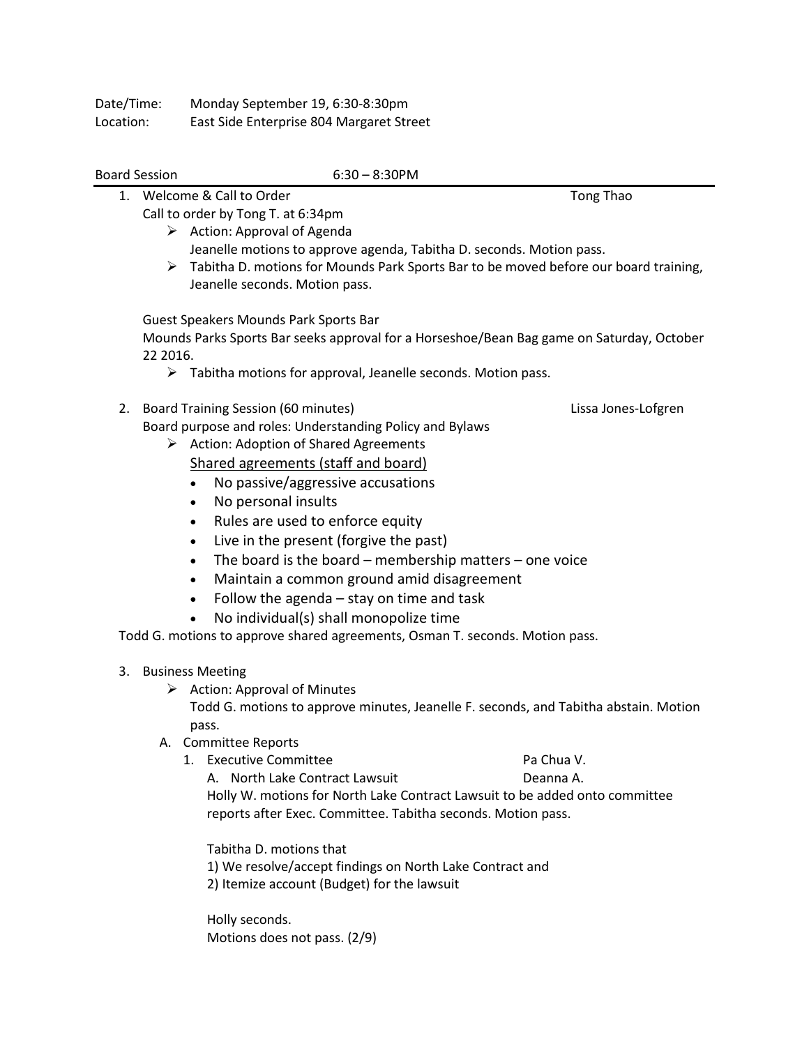Date/Time: Monday September 19, 6:30-8:30pm
Location: East Side Enterprise 804 Margaret Street

Board Session 6:30 – 8:30PM

---

1. Welcome & Call to Order — Tong Thao

   Call to order by Tong T. at 6:34pm

   - Action: Approval of Agenda
     Jeanelle motions to approve agenda, Tabitha D. seconds. Motion pass.
   - Tabitha D. motions for Mounds Park Sports Bar to be moved before our board training, Jeanelle seconds. Motion pass.

   Guest Speakers Mounds Park Sports Bar

   Mounds Parks Sports Bar seeks approval for a Horseshoe/Bean Bag game on Saturday, October 22 2016.

   - Tabitha motions for approval, Jeanelle seconds. Motion pass.

2. Board Training Session (60 minutes) — Lissa Jones-Lofgren

   Board purpose and roles: Understanding Policy and Bylaws

   - Action: Adoption of Shared Agreements

     <u>Shared agreements (staff and board)</u>

     - No passive/aggressive accusations
     - No personal insults
     - Rules are used to enforce equity
     - Live in the present (forgive the past)
     - The board is the board – membership matters – one voice
     - Maintain a common ground amid disagreement
     - Follow the agenda – stay on time and task
     - No individual(s) shall monopolize time

   Todd G. motions to approve shared agreements, Osman T. seconds. Motion pass.

3. Business Meeting
   - Action: Approval of Minutes
     Todd G. motions to approve minutes, Jeanelle F. seconds, and Tabitha abstain. Motion pass.

   A. Committee Reports

      1. Executive Committee — Pa Chua V.

         A. North Lake Contract Lawsuit — Deanna A.

         Holly W. motions for North Lake Contract Lawsuit to be added onto committee reports after Exec. Committee. Tabitha seconds. Motion pass.

         Tabitha D. motions that
         1) We resolve/accept findings on North Lake Contract and
         2) Itemize account (Budget) for the lawsuit

         Holly seconds.
         Motions does not pass. (2/9)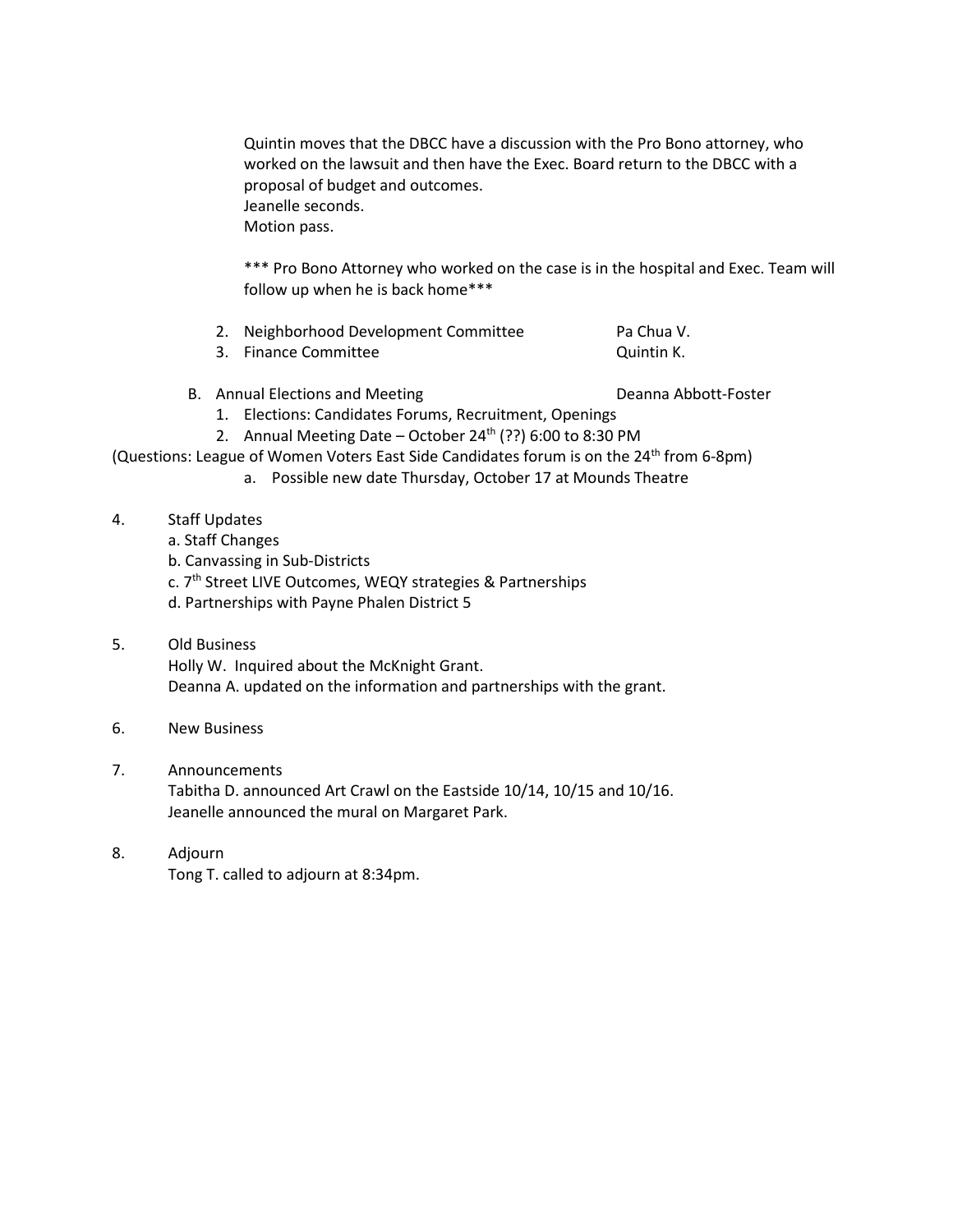Quintin moves that the DBCC have a discussion with the Pro Bono attorney, who worked on the lawsuit and then have the Exec. Board return to the DBCC with a proposal of budget and outcomes.
Jeanelle seconds.
Motion pass.

*** Pro Bono Attorney who worked on the case is in the hospital and Exec. Team will follow up when he is back home***

2. Neighborhood Development Committee — Pa Chua V.
3. Finance Committee — Quintin K.

B. Annual Elections and Meeting — Deanna Abbott-Foster

1. Elections: Candidates Forums, Recruitment, Openings
2. Annual Meeting Date – October 24th (??) 6:00 to 8:30 PM

(Questions: League of Women Voters East Side Candidates forum is on the 24th from 6-8pm)

a. Possible new date Thursday, October 17 at Mounds Theatre

4. Staff Updates
   a. Staff Changes
   b. Canvassing in Sub-Districts
   c. 7th Street LIVE Outcomes, WEQY strategies & Partnerships
   d. Partnerships with Payne Phalen District 5

5. Old Business
   Holly W. Inquired about the McKnight Grant.
   Deanna A. updated on the information and partnerships with the grant.

6. New Business

7. Announcements
   Tabitha D. announced Art Crawl on the Eastside 10/14, 10/15 and 10/16.
   Jeanelle announced the mural on Margaret Park.

8. Adjourn
   Tong T. called to adjourn at 8:34pm.